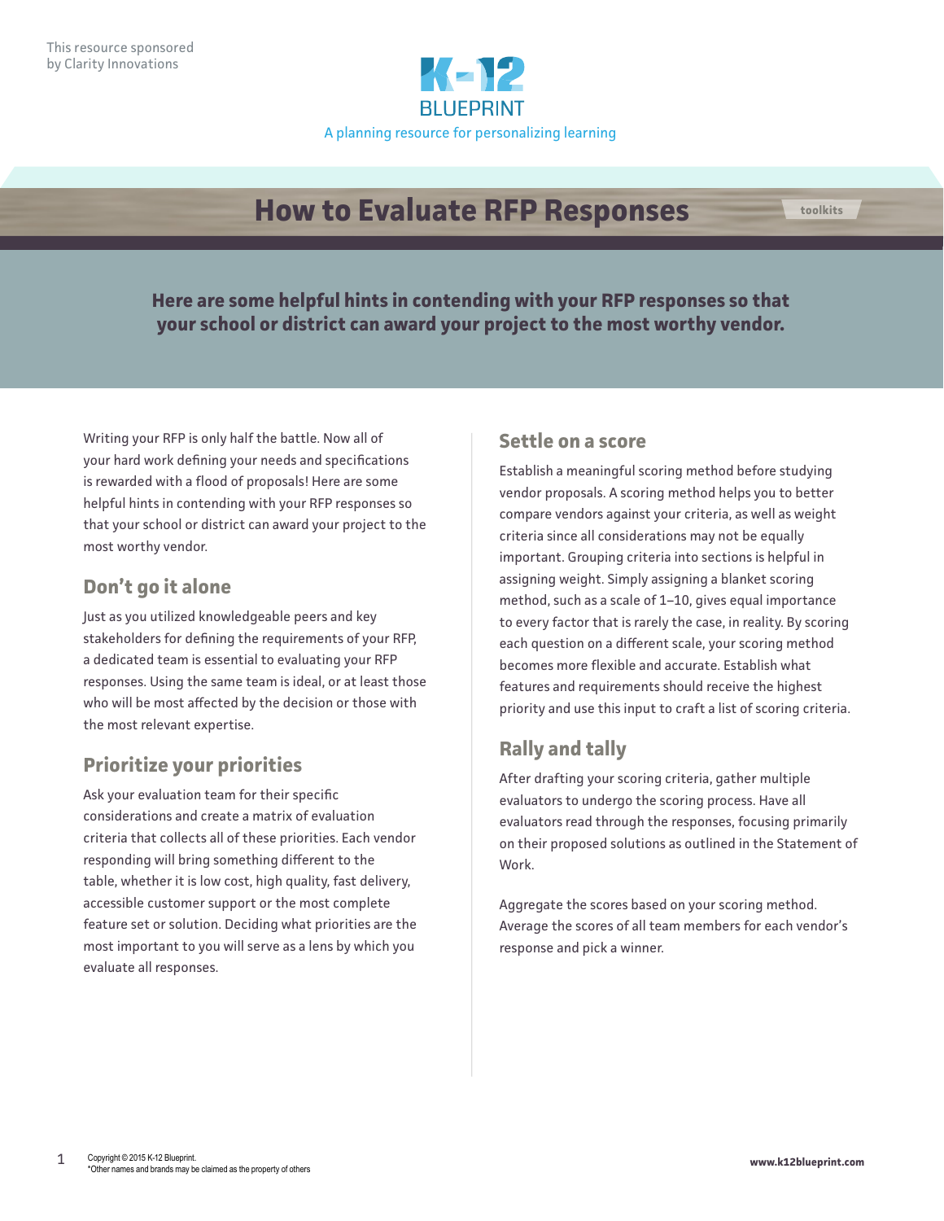This resource sponsored by Clarity Innovations

K-12 BLUEPRINT

A planning resource for personalizing learning

# How to Evaluate RFP Responses

toolkits

**Here are some helpful hints in contending with your RFP responses so that your school or district can award your project to the most worthy vendor.**

Writing your RFP is only half the battle. Now all of your hard work defining your needs and specifications is rewarded with a flood of proposals! Here are some helpful hints in contending with your RFP responses so that your school or district can award your project to the most worthy vendor.

## Don't go it alone

Just as you utilized knowledgeable peers and key stakeholders for defining the requirements of your RFP, a dedicated team is essential to evaluating your RFP responses. Using the same team is ideal, or at least those who will be most affected by the decision or those with the most relevant expertise.

## Prioritize your priorities

Ask your evaluation team for their specific considerations and create a matrix of evaluation criteria that collects all of these priorities. Each vendor responding will bring something different to the table, whether it is low cost, high quality, fast delivery, accessible customer support or the most complete feature set or solution. Deciding what priorities are the most important to you will serve as a lens by which you evaluate all responses.

## Settle on a score

Establish a meaningful scoring method before studying vendor proposals. A scoring method helps you to better compare vendors against your criteria, as well as weight criteria since all considerations may not be equally important. Grouping criteria into sections is helpful in assigning weight. Simply assigning a blanket scoring method, such as a scale of 1–10, gives equal importance to every factor that is rarely the case, in reality. By scoring each question on a different scale, your scoring method becomes more flexible and accurate. Establish what features and requirements should receive the highest priority and use this input to craft a list of scoring criteria.

## Rally and tally

After drafting your scoring criteria, gather multiple evaluators to undergo the scoring process. Have all evaluators read through the responses, focusing primarily on their proposed solutions as outlined in the Statement of Work.

Aggregate the scores based on your scoring method. Average the scores of all team members for each vendor's response and pick a winner.

Copyright © 2015 K-12 Blueprint.
*Other names and brands may be claimed as the property of others

www.k12blueprint.com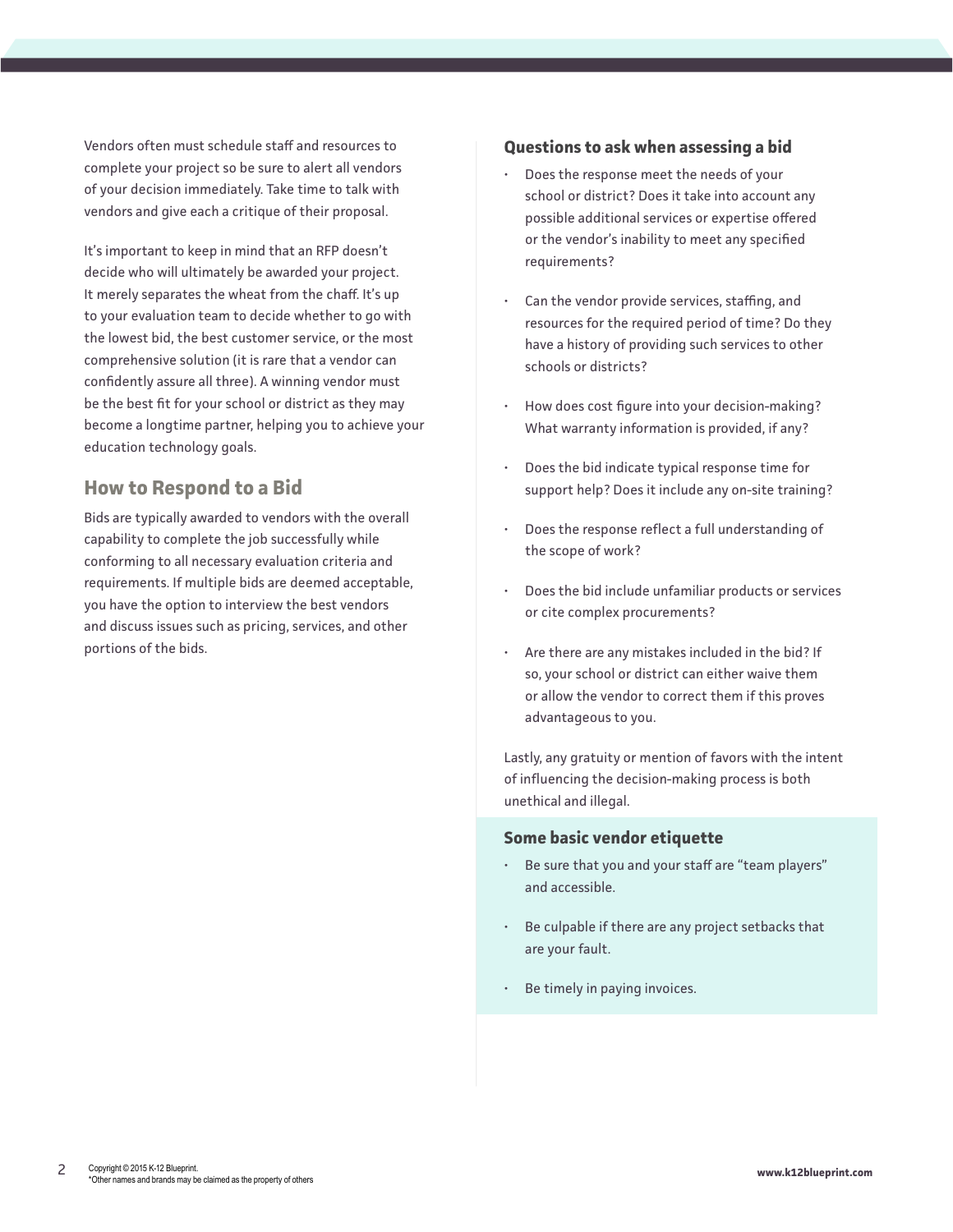Vendors often must schedule staff and resources to complete your project so be sure to alert all vendors of your decision immediately. Take time to talk with vendors and give each a critique of their proposal.

It's important to keep in mind that an RFP doesn't decide who will ultimately be awarded your project. It merely separates the wheat from the chaff. It's up to your evaluation team to decide whether to go with the lowest bid, the best customer service, or the most comprehensive solution (it is rare that a vendor can confidently assure all three). A winning vendor must be the best fit for your school or district as they may become a longtime partner, helping you to achieve your education technology goals.

## How to Respond to a Bid

Bids are typically awarded to vendors with the overall capability to complete the job successfully while conforming to all necessary evaluation criteria and requirements. If multiple bids are deemed acceptable, you have the option to interview the best vendors and discuss issues such as pricing, services, and other portions of the bids.

### Questions to ask when assessing a bid

- Does the response meet the needs of your school or district? Does it take into account any possible additional services or expertise offered or the vendor's inability to meet any specified requirements?
- Can the vendor provide services, staffing, and resources for the required period of time? Do they have a history of providing such services to other schools or districts?
- How does cost figure into your decision-making? What warranty information is provided, if any?
- Does the bid indicate typical response time for support help? Does it include any on-site training?
- Does the response reflect a full understanding of the scope of work?
- Does the bid include unfamiliar products or services or cite complex procurements?
- Are there are any mistakes included in the bid? If so, your school or district can either waive them or allow the vendor to correct them if this proves advantageous to you.

Lastly, any gratuity or mention of favors with the intent of influencing the decision-making process is both unethical and illegal.

### Some basic vendor etiquette

- Be sure that you and your staff are "team players" and accessible.
- Be culpable if there are any project setbacks that are your fault.
- Be timely in paying invoices.

Copyright © 2015 K-12 Blueprint.
*Other names and brands may be claimed as the property of others

www.k12blueprint.com